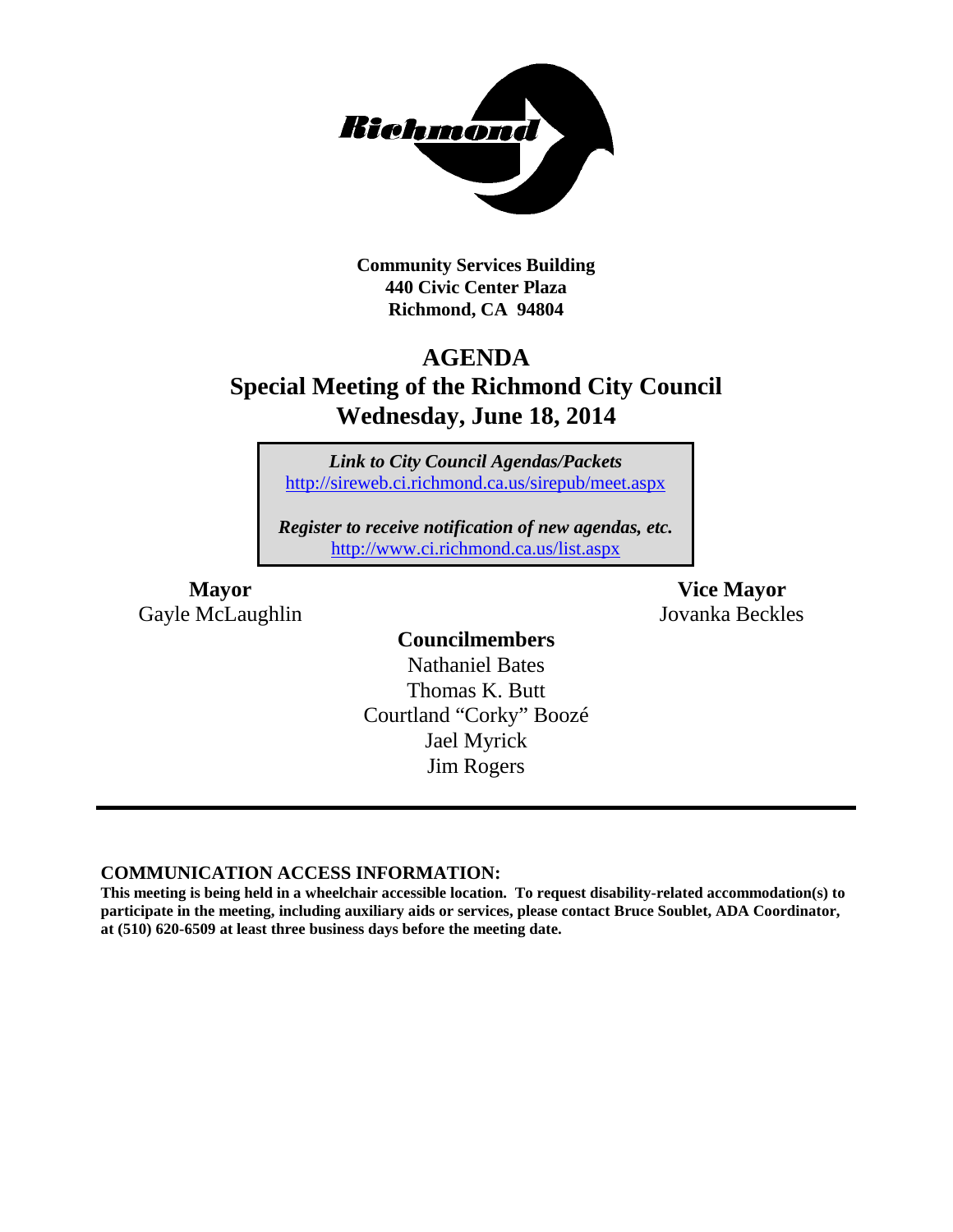**Community Services Building**
**440 Civic Center Plaza**
**Richmond, CA 94804**

# AGENDA
## Special Meeting of the Richmond City Council
## Wednesday, June 18, 2014

*Link to City Council Agendas/Packets*
http://sireweb.ci.richmond.ca.us/sirepub/meet.aspx

*Register to receive notification of new agendas, etc.*
http://www.ci.richmond.ca.us/list.aspx

**Mayor**
Gayle McLaughlin

**Vice Mayor**
Jovanka Beckles

**Councilmembers**
Nathaniel Bates
Thomas K. Butt
Courtland "Corky" Boozé
Jael Myrick
Jim Rogers

---

### COMMUNICATION ACCESS INFORMATION:

**This meeting is being held in a wheelchair accessible location. To request disability-related accommodation(s) to participate in the meeting, including auxiliary aids or services, please contact Bruce Soublet, ADA Coordinator, at (510) 620-6509 at least three business days before the meeting date.**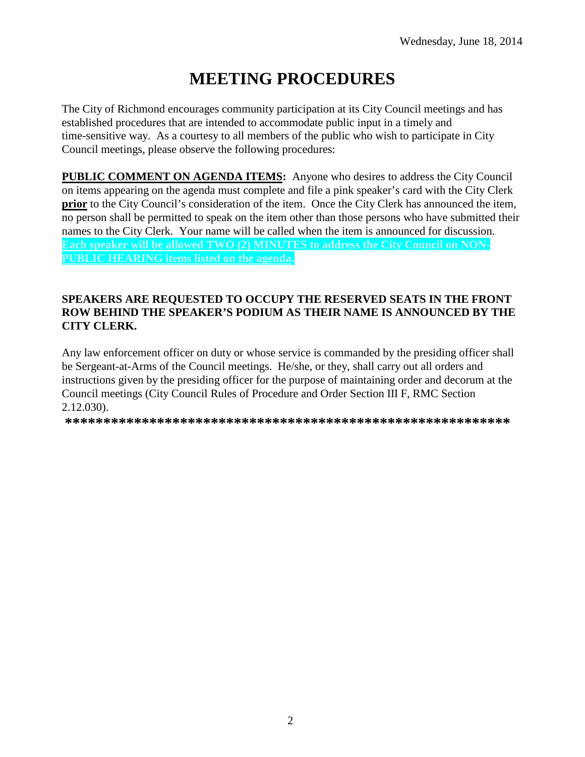Wednesday, June 18, 2014

# MEETING PROCEDURES

The City of Richmond encourages community participation at its City Council meetings and has established procedures that are intended to accommodate public input in a timely and time-sensitive way. As a courtesy to all members of the public who wish to participate in City Council meetings, please observe the following procedures:

**PUBLIC COMMENT ON AGENDA ITEMS:** Anyone who desires to address the City Council on items appearing on the agenda must complete and file a pink speaker's card with the City Clerk **prior** to the City Council's consideration of the item. Once the City Clerk has announced the item, no person shall be permitted to speak on the item other than those persons who have submitted their names to the City Clerk. Your name will be called when the item is announced for discussion. **Each speaker will be allowed TWO (2) MINUTES to address the City Council on NON-PUBLIC HEARING items listed on the agenda.**

**SPEAKERS ARE REQUESTED TO OCCUPY THE RESERVED SEATS IN THE FRONT ROW BEHIND THE SPEAKER'S PODIUM AS THEIR NAME IS ANNOUNCED BY THE CITY CLERK.**

Any law enforcement officer on duty or whose service is commanded by the presiding officer shall be Sergeant-at-Arms of the Council meetings. He/she, or they, shall carry out all orders and instructions given by the presiding officer for the purpose of maintaining order and decorum at the Council meetings (City Council Rules of Procedure and Order Section III F, RMC Section 2.12.030).

**************************************************************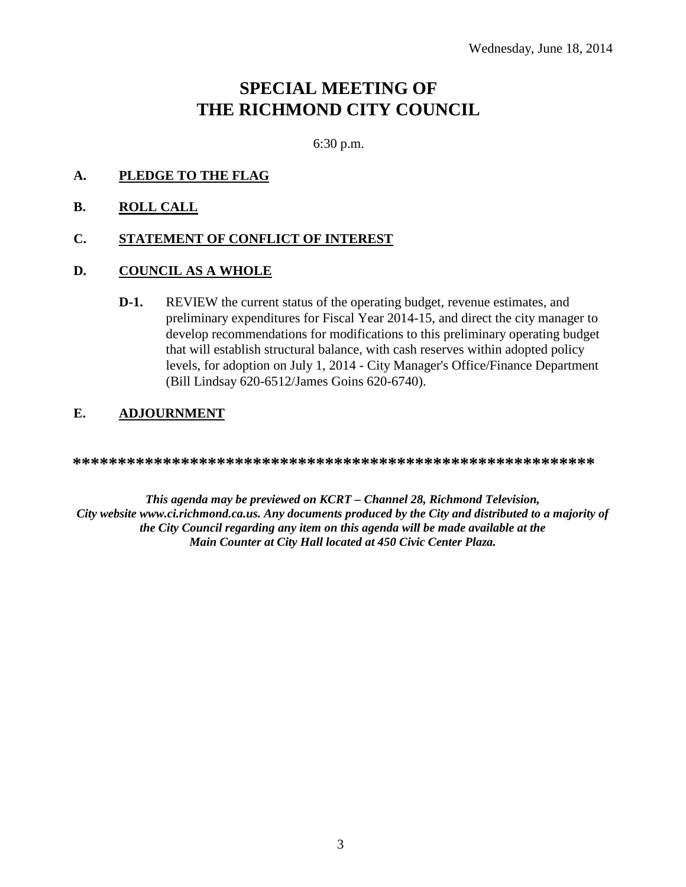Wednesday, June 18, 2014

# SPECIAL MEETING OF THE RICHMOND CITY COUNCIL

6:30 p.m.

**A. <u>PLEDGE TO THE FLAG</u>**

**B. <u>ROLL CALL</u>**

**C. <u>STATEMENT OF CONFLICT OF INTEREST</u>**

**D. <u>COUNCIL AS A WHOLE</u>**

**D-1.** REVIEW the current status of the operating budget, revenue estimates, and preliminary expenditures for Fiscal Year 2014-15, and direct the city manager to develop recommendations for modifications to this preliminary operating budget that will establish structural balance, with cash reserves within adopted policy levels, for adoption on July 1, 2014 - City Manager's Office/Finance Department (Bill Lindsay 620-6512/James Goins 620-6740).

**E. <u>ADJOURNMENT</u>**

**************************************************************

***This agenda may be previewed on KCRT – Channel 28, Richmond Television, City website www.ci.richmond.ca.us. Any documents produced by the City and distributed to a majority of the City Council regarding any item on this agenda will be made available at the Main Counter at City Hall located at 450 Civic Center Plaza.***